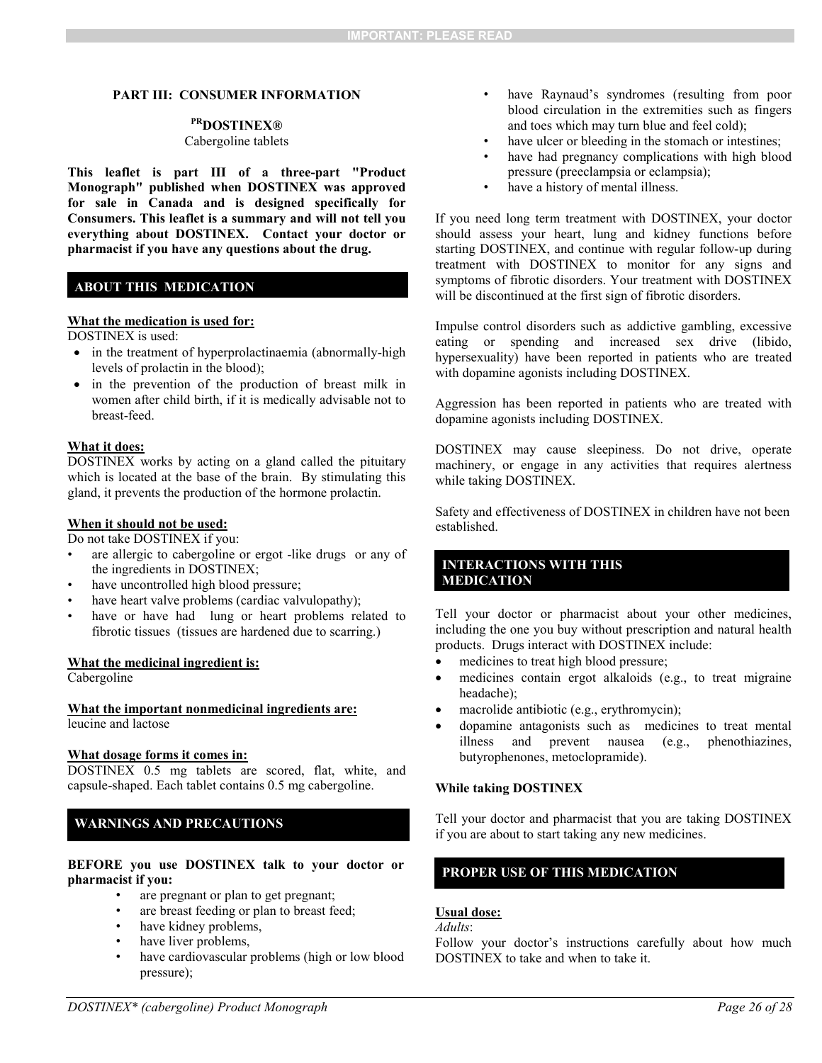## PART III: CONSUMER INFORMATION

**[PR]DOSTINEX®**

Cabergoline tablets

**This leaflet is part III of a three-part "Product Monograph" published when DOSTINEX was approved for sale in Canada and is designed specifically for Consumers. This leaflet is a summary and will not tell you everything about DOSTINEX. Contact your doctor or pharmacist if you have any questions about the drug.**

### ABOUT THIS MEDICATION

**What the medication is used for:**

DOSTINEX is used:

- in the treatment of hyperprolactinaemia (abnormally-high levels of prolactin in the blood);
- in the prevention of the production of breast milk in women after child birth, if it is medically advisable not to breast-feed.

**What it does:**

DOSTINEX works by acting on a gland called the pituitary which is located at the base of the brain. By stimulating this gland, it prevents the production of the hormone prolactin.

**When it should not be used:**

Do not take DOSTINEX if you:

- are allergic to cabergoline or ergot -like drugs or any of the ingredients in DOSTINEX;
- have uncontrolled high blood pressure;
- have heart valve problems (cardiac valvulopathy);
- have or have had lung or heart problems related to fibrotic tissues (tissues are hardened due to scarring.)

**What the medicinal ingredient is:**

Cabergoline

**What the important nonmedicinal ingredients are:**

leucine and lactose

**What dosage forms it comes in:**

DOSTINEX 0.5 mg tablets are scored, flat, white, and capsule-shaped. Each tablet contains 0.5 mg cabergoline.

### WARNINGS AND PRECAUTIONS

**BEFORE you use DOSTINEX talk to your doctor or pharmacist if you:**

- are pregnant or plan to get pregnant;
- are breast feeding or plan to breast feed;
- have kidney problems,
- have liver problems,
- have cardiovascular problems (high or low blood pressure);
- have Raynaud's syndromes (resulting from poor blood circulation in the extremities such as fingers and toes which may turn blue and feel cold);
- have ulcer or bleeding in the stomach or intestines;
- have had pregnancy complications with high blood pressure (preeclampsia or eclampsia);
- have a history of mental illness.

If you need long term treatment with DOSTINEX, your doctor should assess your heart, lung and kidney functions before starting DOSTINEX, and continue with regular follow-up during treatment with DOSTINEX to monitor for any signs and symptoms of fibrotic disorders. Your treatment with DOSTINEX will be discontinued at the first sign of fibrotic disorders.

Impulse control disorders such as addictive gambling, excessive eating or spending and increased sex drive (libido, hypersexuality) have been reported in patients who are treated with dopamine agonists including DOSTINEX.

Aggression has been reported in patients who are treated with dopamine agonists including DOSTINEX.

DOSTINEX may cause sleepiness. Do not drive, operate machinery, or engage in any activities that requires alertness while taking DOSTINEX.

Safety and effectiveness of DOSTINEX in children have not been established.

### INTERACTIONS WITH THIS MEDICATION

Tell your doctor or pharmacist about your other medicines, including the one you buy without prescription and natural health products. Drugs interact with DOSTINEX include:

- medicines to treat high blood pressure;
- medicines contain ergot alkaloids (e.g., to treat migraine headache);
- macrolide antibiotic (e.g., erythromycin);
- dopamine antagonists such as medicines to treat mental illness and prevent nausea (e.g., phenothiazines, butyrophenones, metoclopramide).

**While taking DOSTINEX**

Tell your doctor and pharmacist that you are taking DOSTINEX if you are about to start taking any new medicines.

### PROPER USE OF THIS MEDICATION

**Usual dose:**

*Adults*:

Follow your doctor's instructions carefully about how much DOSTINEX to take and when to take it.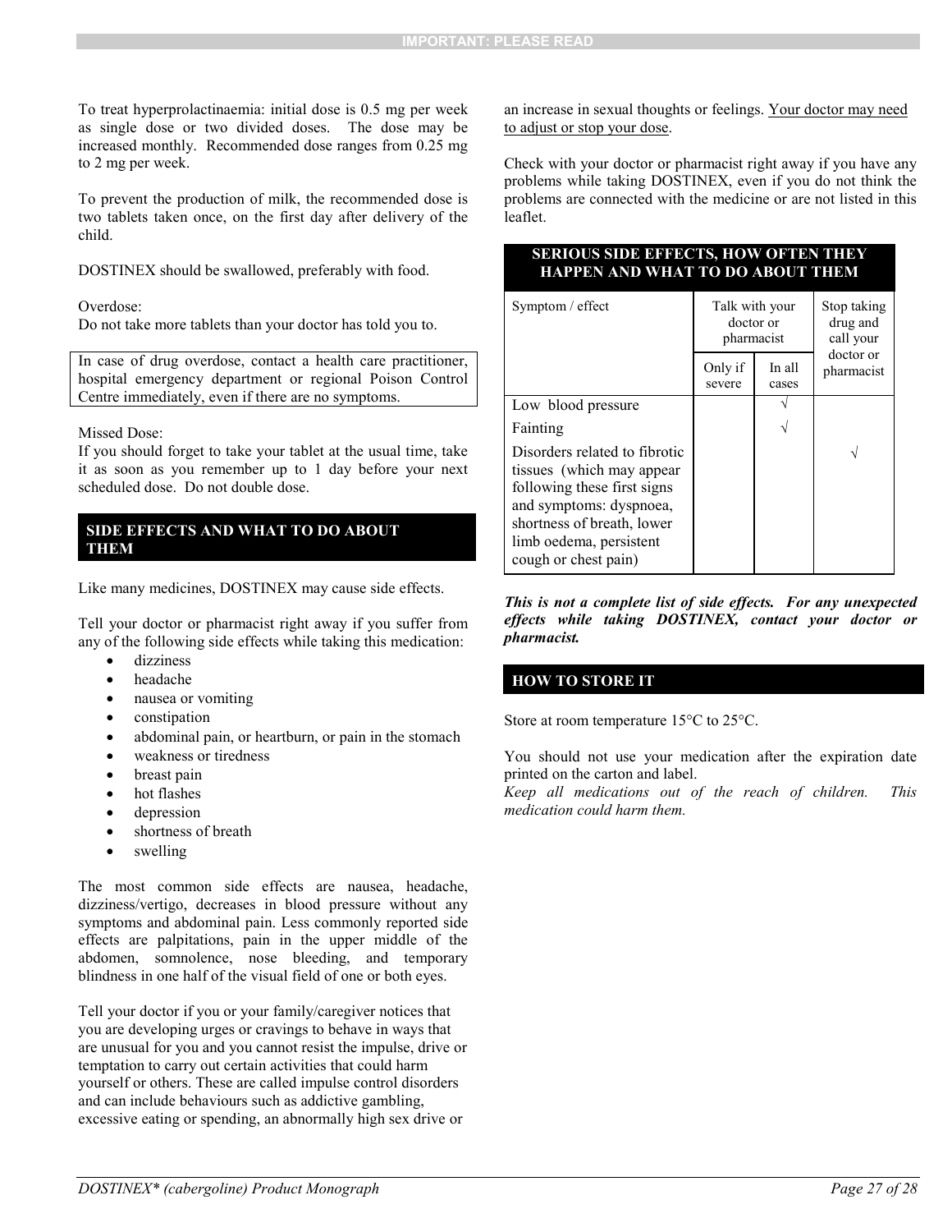To treat hyperprolactinaemia: initial dose is 0.5 mg per week as single dose or two divided doses. The dose may be increased monthly. Recommended dose ranges from 0.25 mg to 2 mg per week.

To prevent the production of milk, the recommended dose is two tablets taken once, on the first day after delivery of the child.

DOSTINEX should be swallowed, preferably with food.

Overdose:
Do not take more tablets than your doctor has told you to.

In case of drug overdose, contact a health care practitioner, hospital emergency department or regional Poison Control Centre immediately, even if there are no symptoms.

Missed Dose:
If you should forget to take your tablet at the usual time, take it as soon as you remember up to 1 day before your next scheduled dose. Do not double dose.

## SIDE EFFECTS AND WHAT TO DO ABOUT THEM

Like many medicines, DOSTINEX may cause side effects.

Tell your doctor or pharmacist right away if you suffer from any of the following side effects while taking this medication:

- dizziness
- headache
- nausea or vomiting
- constipation
- abdominal pain, or heartburn, or pain in the stomach
- weakness or tiredness
- breast pain
- hot flashes
- depression
- shortness of breath
- swelling

The most common side effects are nausea, headache, dizziness/vertigo, decreases in blood pressure without any symptoms and abdominal pain. Less commonly reported side effects are palpitations, pain in the upper middle of the abdomen, somnolence, nose bleeding, and temporary blindness in one half of the visual field of one or both eyes.

Tell your doctor if you or your family/caregiver notices that you are developing urges or cravings to behave in ways that are unusual for you and you cannot resist the impulse, drive or temptation to carry out certain activities that could harm yourself or others. These are called impulse control disorders and can include behaviours such as addictive gambling, excessive eating or spending, an abnormally high sex drive or an increase in sexual thoughts or feelings. Your doctor may need to adjust or stop your dose.

Check with your doctor or pharmacist right away if you have any problems while taking DOSTINEX, even if you do not think the problems are connected with the medicine or are not listed in this leaflet.

**SERIOUS SIDE EFFECTS, HOW OFTEN THEY HAPPEN AND WHAT TO DO ABOUT THEM**

| Symptom / effect | Talk with your doctor or pharmacist | | Stop taking drug and call your doctor or pharmacist |
|---|---|---|---|
| | Only if severe | In all cases | |
| Low blood pressure | | √ | |
| Fainting | | √ | |
| Disorders related to fibrotic tissues (which may appear following these first signs and symptoms: dyspnoea, shortness of breath, lower limb oedema, persistent cough or chest pain) | | | √ |

***This is not a complete list of side effects. For any unexpected effects while taking DOSTINEX, contact your doctor or pharmacist.***

## HOW TO STORE IT

Store at room temperature 15°C to 25°C.

You should not use your medication after the expiration date printed on the carton and label.
*Keep all medications out of the reach of children. This medication could harm them.*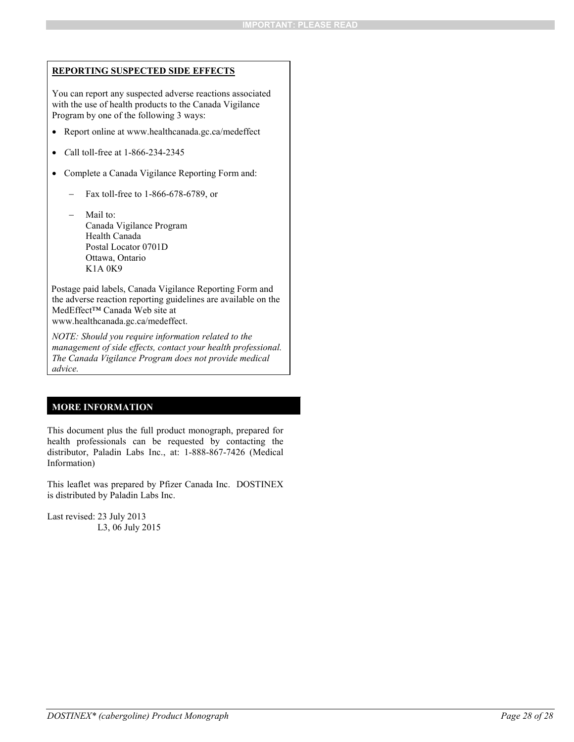**REPORTING SUSPECTED SIDE EFFECTS**

You can report any suspected adverse reactions associated with the use of health products to the Canada Vigilance Program by one of the following 3 ways:

- Report online at www.healthcanada.gc.ca/medeffect
- *C*all toll-free at 1-866-234-2345
- Complete a Canada Vigilance Reporting Form and:
  - Fax toll-free to 1-866-678-6789, or
  - Mail to:
    Canada Vigilance Program
    Health Canada
    Postal Locator 0701D
    Ottawa, Ontario
    K1A 0K9

Postage paid labels, Canada Vigilance Reporting Form and the adverse reaction reporting guidelines are available on the MedEffect™ Canada Web site at www.healthcanada.gc.ca/medeffect.

*NOTE: Should you require information related to the management of side effects, contact your health professional. The Canada Vigilance Program does not provide medical advice.*

## MORE INFORMATION

This document plus the full product monograph, prepared for health professionals can be requested by contacting the distributor, Paladin Labs Inc., at: 1-888-867-7426 (Medical Information)

This leaflet was prepared by Pfizer Canada Inc. DOSTINEX is distributed by Paladin Labs Inc.

Last revised: 23 July 2013
L3, 06 July 2015